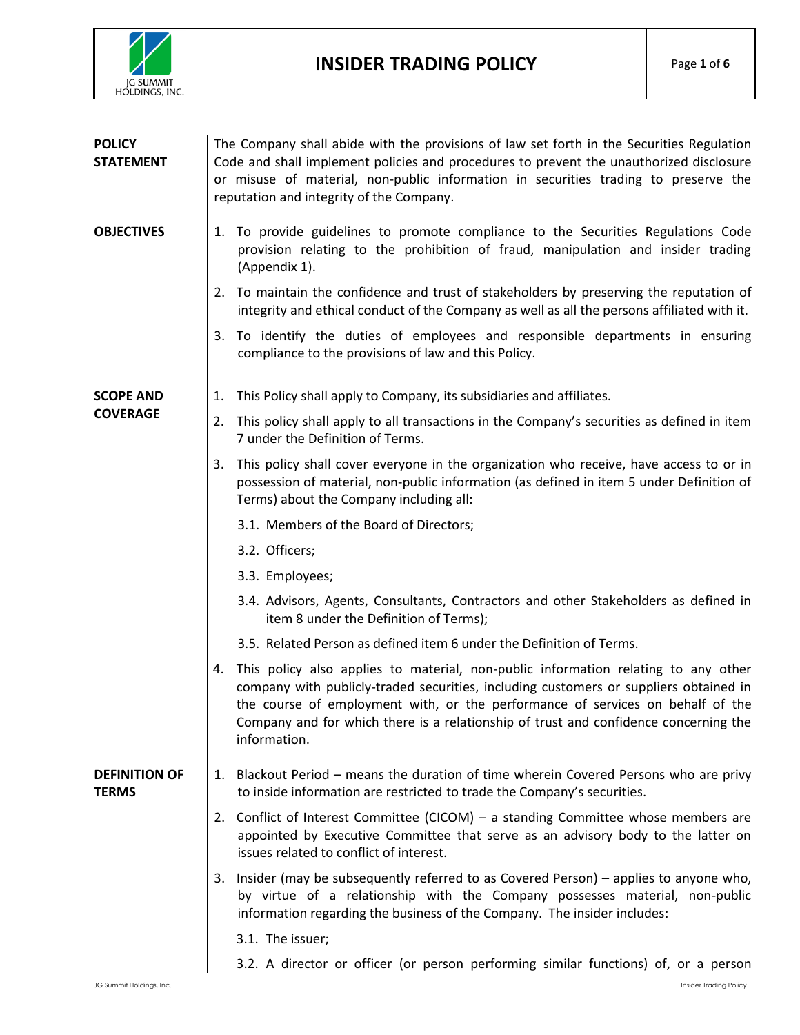# INSIDER TRADING POLICY

**POLICY STATEMENT**

The Company shall abide with the provisions of law set forth in the Securities Regulation Code and shall implement policies and procedures to prevent the unauthorized disclosure or misuse of material, non-public information in securities trading to preserve the reputation and integrity of the Company.

**OBJECTIVES**

1. To provide guidelines to promote compliance to the Securities Regulations Code provision relating to the prohibition of fraud, manipulation and insider trading (Appendix 1).
2. To maintain the confidence and trust of stakeholders by preserving the reputation of integrity and ethical conduct of the Company as well as all the persons affiliated with it.
3. To identify the duties of employees and responsible departments in ensuring compliance to the provisions of law and this Policy.

**SCOPE AND COVERAGE**

1. This Policy shall apply to Company, its subsidiaries and affiliates.
2. This policy shall apply to all transactions in the Company's securities as defined in item 7 under the Definition of Terms.
3. This policy shall cover everyone in the organization who receive, have access to or in possession of material, non-public information (as defined in item 5 under Definition of Terms) about the Company including all:
   - 3.1. Members of the Board of Directors;
   - 3.2. Officers;
   - 3.3. Employees;
   - 3.4. Advisors, Agents, Consultants, Contractors and other Stakeholders as defined in item 8 under the Definition of Terms);
   - 3.5. Related Person as defined item 6 under the Definition of Terms.
4. This policy also applies to material, non-public information relating to any other company with publicly-traded securities, including customers or suppliers obtained in the course of employment with, or the performance of services on behalf of the Company and for which there is a relationship of trust and confidence concerning the information.

**DEFINITION OF TERMS**

1. Blackout Period – means the duration of time wherein Covered Persons who are privy to inside information are restricted to trade the Company's securities.
2. Conflict of Interest Committee (CICOM) – a standing Committee whose members are appointed by Executive Committee that serve as an advisory body to the latter on issues related to conflict of interest.
3. Insider (may be subsequently referred to as Covered Person) – applies to anyone who, by virtue of a relationship with the Company possesses material, non-public information regarding the business of the Company. The insider includes:
   - 3.1. The issuer;
   - 3.2. A director or officer (or person performing similar functions) of, or a person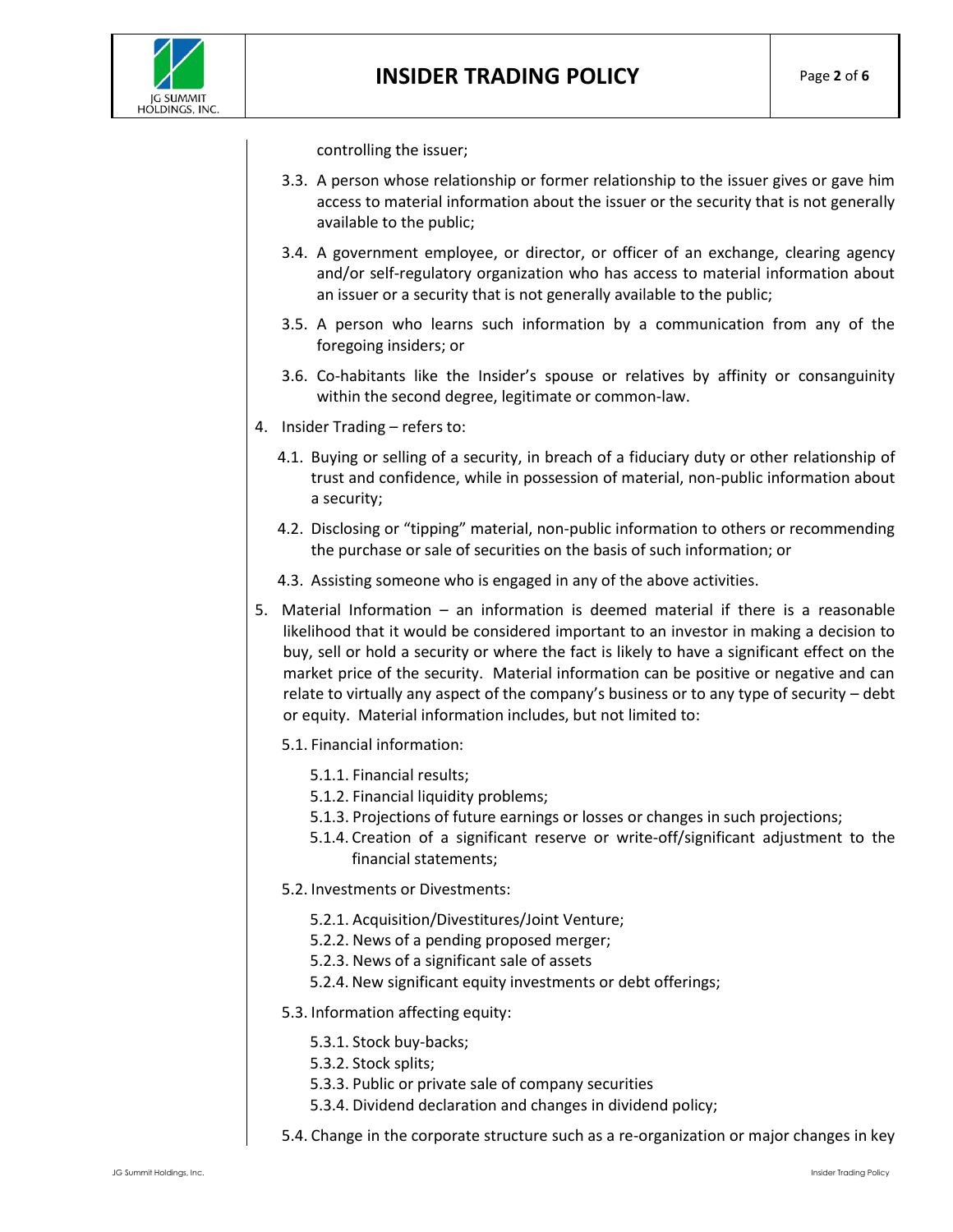controlling the issuer;

3.3. A person whose relationship or former relationship to the issuer gives or gave him access to material information about the issuer or the security that is not generally available to the public;

3.4. A government employee, or director, or officer of an exchange, clearing agency and/or self-regulatory organization who has access to material information about an issuer or a security that is not generally available to the public;

3.5. A person who learns such information by a communication from any of the foregoing insiders; or

3.6. Co-habitants like the Insider's spouse or relatives by affinity or consanguinity within the second degree, legitimate or common-law.

4. Insider Trading – refers to:

   4.1. Buying or selling of a security, in breach of a fiduciary duty or other relationship of trust and confidence, while in possession of material, non-public information about a security;

   4.2. Disclosing or "tipping" material, non-public information to others or recommending the purchase or sale of securities on the basis of such information; or

   4.3. Assisting someone who is engaged in any of the above activities.

5. Material Information – an information is deemed material if there is a reasonable likelihood that it would be considered important to an investor in making a decision to buy, sell or hold a security or where the fact is likely to have a significant effect on the market price of the security. Material information can be positive or negative and can relate to virtually any aspect of the company's business or to any type of security – debt or equity. Material information includes, but not limited to:

   5.1. Financial information:

      5.1.1. Financial results;
      5.1.2. Financial liquidity problems;
      5.1.3. Projections of future earnings or losses or changes in such projections;
      5.1.4. Creation of a significant reserve or write-off/significant adjustment to the financial statements;

   5.2. Investments or Divestments:

      5.2.1. Acquisition/Divestitures/Joint Venture;
      5.2.2. News of a pending proposed merger;
      5.2.3. News of a significant sale of assets
      5.2.4. New significant equity investments or debt offerings;

   5.3. Information affecting equity:

      5.3.1. Stock buy-backs;
      5.3.2. Stock splits;
      5.3.3. Public or private sale of company securities
      5.3.4. Dividend declaration and changes in dividend policy;

   5.4. Change in the corporate structure such as a re-organization or major changes in key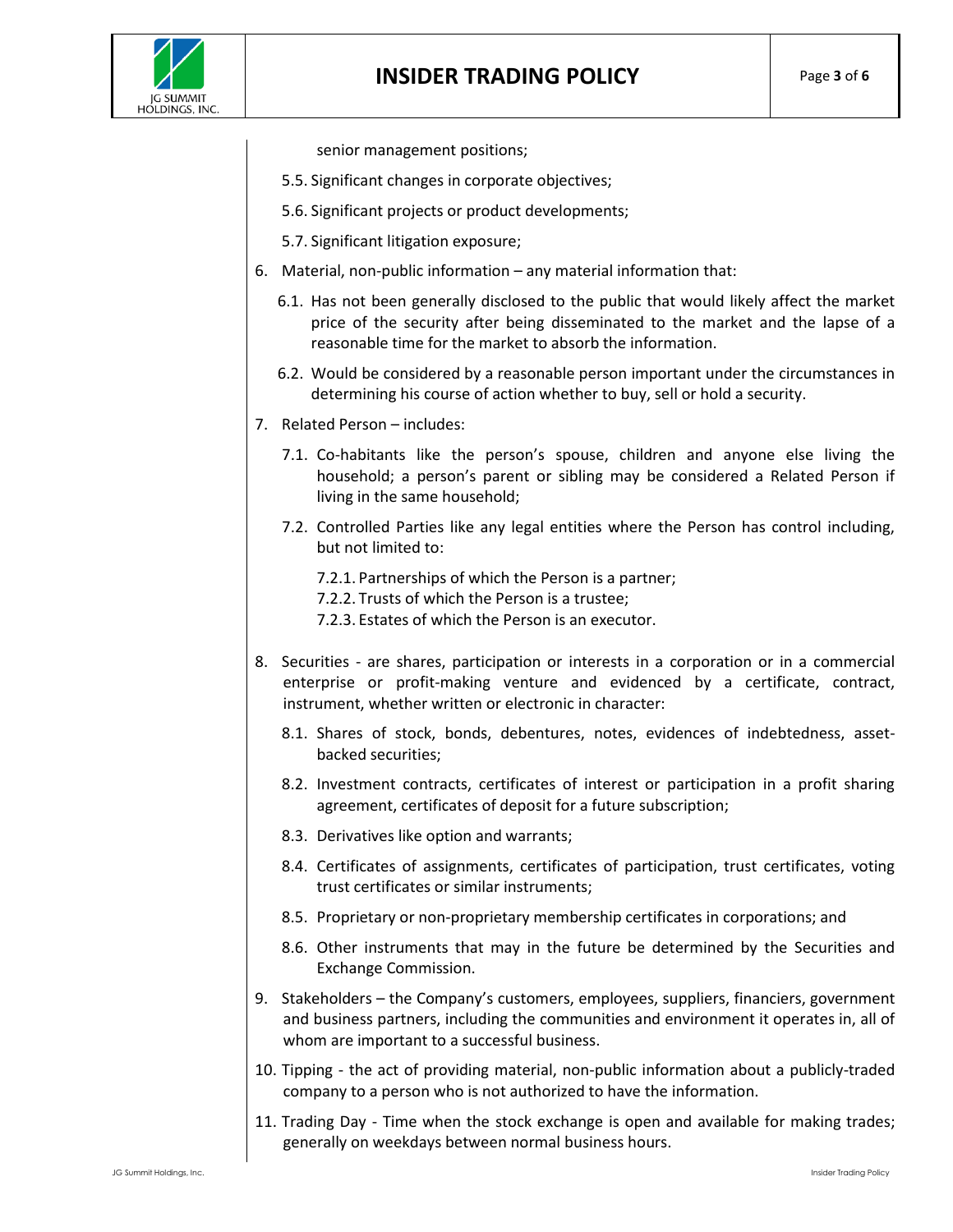senior management positions;

5.5. Significant changes in corporate objectives;

5.6. Significant projects or product developments;

5.7. Significant litigation exposure;

6. Material, non-public information – any material information that:

   6.1. Has not been generally disclosed to the public that would likely affect the market price of the security after being disseminated to the market and the lapse of a reasonable time for the market to absorb the information.

   6.2. Would be considered by a reasonable person important under the circumstances in determining his course of action whether to buy, sell or hold a security.

7. Related Person – includes:

   7.1. Co-habitants like the person's spouse, children and anyone else living the household; a person's parent or sibling may be considered a Related Person if living in the same household;

   7.2. Controlled Parties like any legal entities where the Person has control including, but not limited to:

      7.2.1. Partnerships of which the Person is a partner;
      7.2.2. Trusts of which the Person is a trustee;
      7.2.3. Estates of which the Person is an executor.

8. Securities - are shares, participation or interests in a corporation or in a commercial enterprise or profit-making venture and evidenced by a certificate, contract, instrument, whether written or electronic in character:

   8.1. Shares of stock, bonds, debentures, notes, evidences of indebtedness, asset-backed securities;

   8.2. Investment contracts, certificates of interest or participation in a profit sharing agreement, certificates of deposit for a future subscription;

   8.3. Derivatives like option and warrants;

   8.4. Certificates of assignments, certificates of participation, trust certificates, voting trust certificates or similar instruments;

   8.5. Proprietary or non-proprietary membership certificates in corporations; and

   8.6. Other instruments that may in the future be determined by the Securities and Exchange Commission.

9. Stakeholders – the Company's customers, employees, suppliers, financiers, government and business partners, including the communities and environment it operates in, all of whom are important to a successful business.

10. Tipping - the act of providing material, non-public information about a publicly-traded company to a person who is not authorized to have the information.

11. Trading Day - Time when the stock exchange is open and available for making trades; generally on weekdays between normal business hours.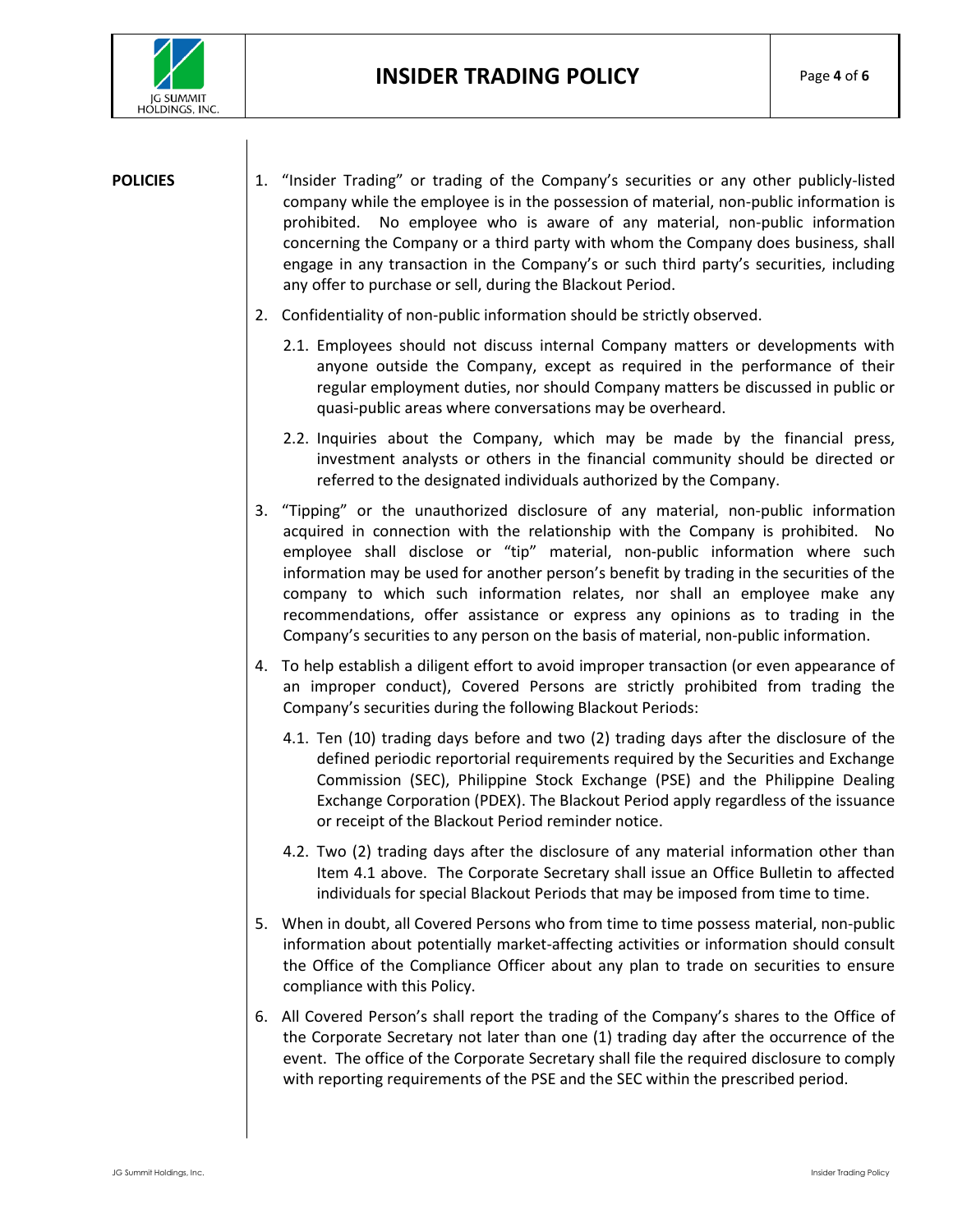**POLICIES**

1. "Insider Trading" or trading of the Company's securities or any other publicly-listed company while the employee is in the possession of material, non-public information is prohibited. No employee who is aware of any material, non-public information concerning the Company or a third party with whom the Company does business, shall engage in any transaction in the Company's or such third party's securities, including any offer to purchase or sell, during the Blackout Period.

2. Confidentiality of non-public information should be strictly observed.

   2.1. Employees should not discuss internal Company matters or developments with anyone outside the Company, except as required in the performance of their regular employment duties, nor should Company matters be discussed in public or quasi-public areas where conversations may be overheard.

   2.2. Inquiries about the Company, which may be made by the financial press, investment analysts or others in the financial community should be directed or referred to the designated individuals authorized by the Company.

3. "Tipping" or the unauthorized disclosure of any material, non-public information acquired in connection with the relationship with the Company is prohibited. No employee shall disclose or "tip" material, non-public information where such information may be used for another person's benefit by trading in the securities of the company to which such information relates, nor shall an employee make any recommendations, offer assistance or express any opinions as to trading in the Company's securities to any person on the basis of material, non-public information.

4. To help establish a diligent effort to avoid improper transaction (or even appearance of an improper conduct), Covered Persons are strictly prohibited from trading the Company's securities during the following Blackout Periods:

   4.1. Ten (10) trading days before and two (2) trading days after the disclosure of the defined periodic reportorial requirements required by the Securities and Exchange Commission (SEC), Philippine Stock Exchange (PSE) and the Philippine Dealing Exchange Corporation (PDEX). The Blackout Period apply regardless of the issuance or receipt of the Blackout Period reminder notice.

   4.2. Two (2) trading days after the disclosure of any material information other than Item 4.1 above. The Corporate Secretary shall issue an Office Bulletin to affected individuals for special Blackout Periods that may be imposed from time to time.

5. When in doubt, all Covered Persons who from time to time possess material, non-public information about potentially market-affecting activities or information should consult the Office of the Compliance Officer about any plan to trade on securities to ensure compliance with this Policy.

6. All Covered Person's shall report the trading of the Company's shares to the Office of the Corporate Secretary not later than one (1) trading day after the occurrence of the event. The office of the Corporate Secretary shall file the required disclosure to comply with reporting requirements of the PSE and the SEC within the prescribed period.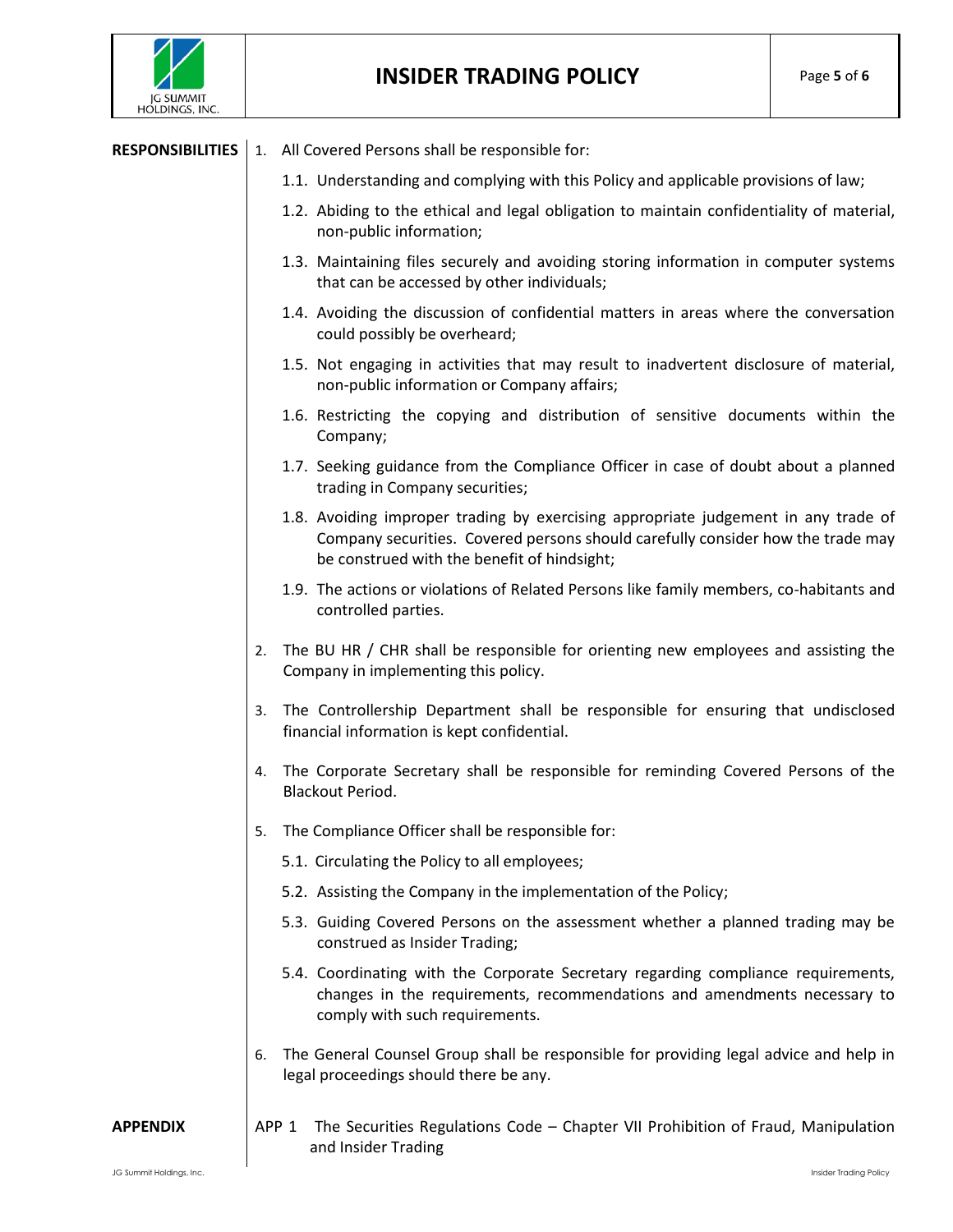## RESPONSIBILITIES

1. All Covered Persons shall be responsible for:
   - 1.1. Understanding and complying with this Policy and applicable provisions of law;
   - 1.2. Abiding to the ethical and legal obligation to maintain confidentiality of material, non-public information;
   - 1.3. Maintaining files securely and avoiding storing information in computer systems that can be accessed by other individuals;
   - 1.4. Avoiding the discussion of confidential matters in areas where the conversation could possibly be overheard;
   - 1.5. Not engaging in activities that may result to inadvertent disclosure of material, non-public information or Company affairs;
   - 1.6. Restricting the copying and distribution of sensitive documents within the Company;
   - 1.7. Seeking guidance from the Compliance Officer in case of doubt about a planned trading in Company securities;
   - 1.8. Avoiding improper trading by exercising appropriate judgement in any trade of Company securities. Covered persons should carefully consider how the trade may be construed with the benefit of hindsight;
   - 1.9. The actions or violations of Related Persons like family members, co-habitants and controlled parties.
2. The BU HR / CHR shall be responsible for orienting new employees and assisting the Company in implementing this policy.
3. The Controllership Department shall be responsible for ensuring that undisclosed financial information is kept confidential.
4. The Corporate Secretary shall be responsible for reminding Covered Persons of the Blackout Period.
5. The Compliance Officer shall be responsible for:
   - 5.1. Circulating the Policy to all employees;
   - 5.2. Assisting the Company in the implementation of the Policy;
   - 5.3. Guiding Covered Persons on the assessment whether a planned trading may be construed as Insider Trading;
   - 5.4. Coordinating with the Corporate Secretary regarding compliance requirements, changes in the requirements, recommendations and amendments necessary to comply with such requirements.
6. The General Counsel Group shall be responsible for providing legal advice and help in legal proceedings should there be any.

## APPENDIX

APP 1 The Securities Regulations Code – Chapter VII Prohibition of Fraud, Manipulation and Insider Trading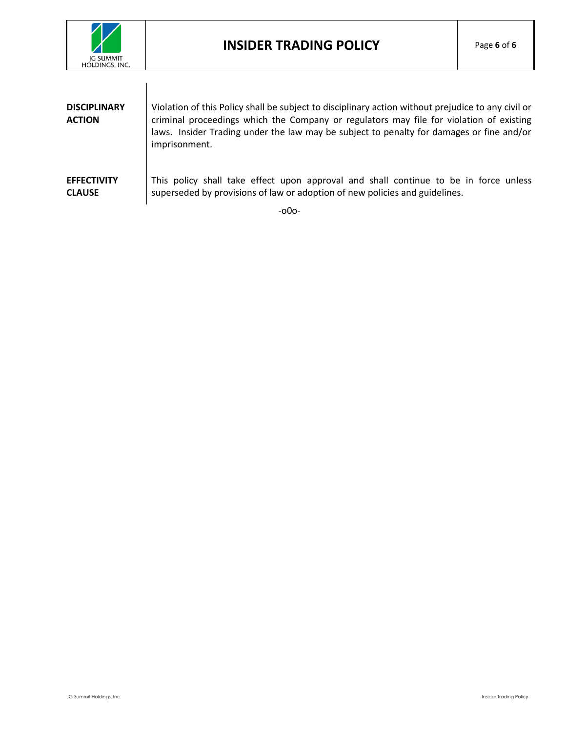**DISCIPLINARY ACTION**

Violation of this Policy shall be subject to disciplinary action without prejudice to any civil or criminal proceedings which the Company or regulators may file for violation of existing laws. Insider Trading under the law may be subject to penalty for damages or fine and/or imprisonment.

**EFFECTIVITY CLAUSE**

This policy shall take effect upon approval and shall continue to be in force unless superseded by provisions of law or adoption of new policies and guidelines.

-o0o-